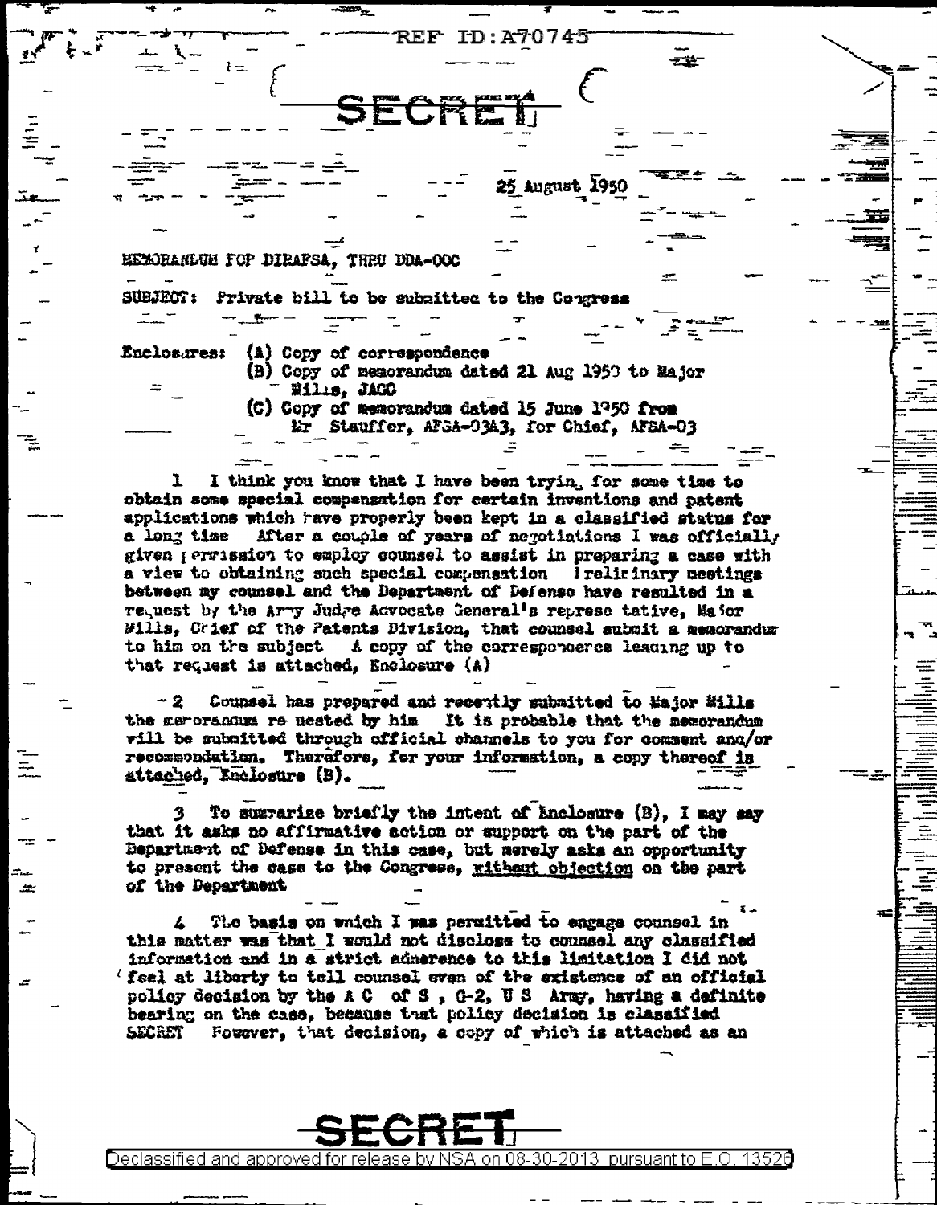REF ID:A70745

SECRET

25 August 1950

MEMORANDUM FOR DIRAFSA, THRU DDA-OOC

SUBJECT: Private bill to be submitted to the Congress

Enclosures: (A) Copy of correspondence
(B) Copy of memorandum dated 21 Aug 1950 to Major Mills, JAGO
(C) Copy of memorandum dated 15 June 1950 from Mr Stauffer, AFSA-03A3, for Chief, AFSA-03

1 I think you know that I have been trying for some time to obtain some special compensation for certain inventions and patent applications which have properly been kept in a classified status for a long time After a couple of years of negotiations I was officially given permission to employ counsel to assist in preparing a case with a view to obtaining such special compensation Preliminary meetings between my counsel and the Department of Defense have resulted in a request by the Army Judge Advocate General's representative, Major Mills, Chief of the Patents Division, that counsel submit a memorandum to him on the subject A copy of the correspondence leading up to that request is attached, Enclosure (A)

2 Counsel has prepared and recently submitted to Major Mills the memorandum requested by him It is probable that the memorandum will be submitted through official channels to you for comment and/or recommendation. Therefore, for your information, a copy thereof is attached, Enclosure (B).

3 To summarize briefly the intent of Enclosure (B), I may say that it asks no affirmative action or support on the part of the Department of Defense in this case, but merely asks an opportunity to present the case to the Congress, without objection on the part of the Department

4 The basis on which I was permitted to engage counsel in this matter was that I would not disclose to counsel any classified information and in a strict adherence to this limitation I did not feel at liberty to tell counsel even of the existence of an official policy decision by the A C of S , G-2, U S Army, having a definite bearing on the case, because that policy decision is classified SECRET However, that decision, a copy of which is attached as an

SECRET

Declassified and approved for release by NSA on 08-30-2013 pursuant to E.O. 13526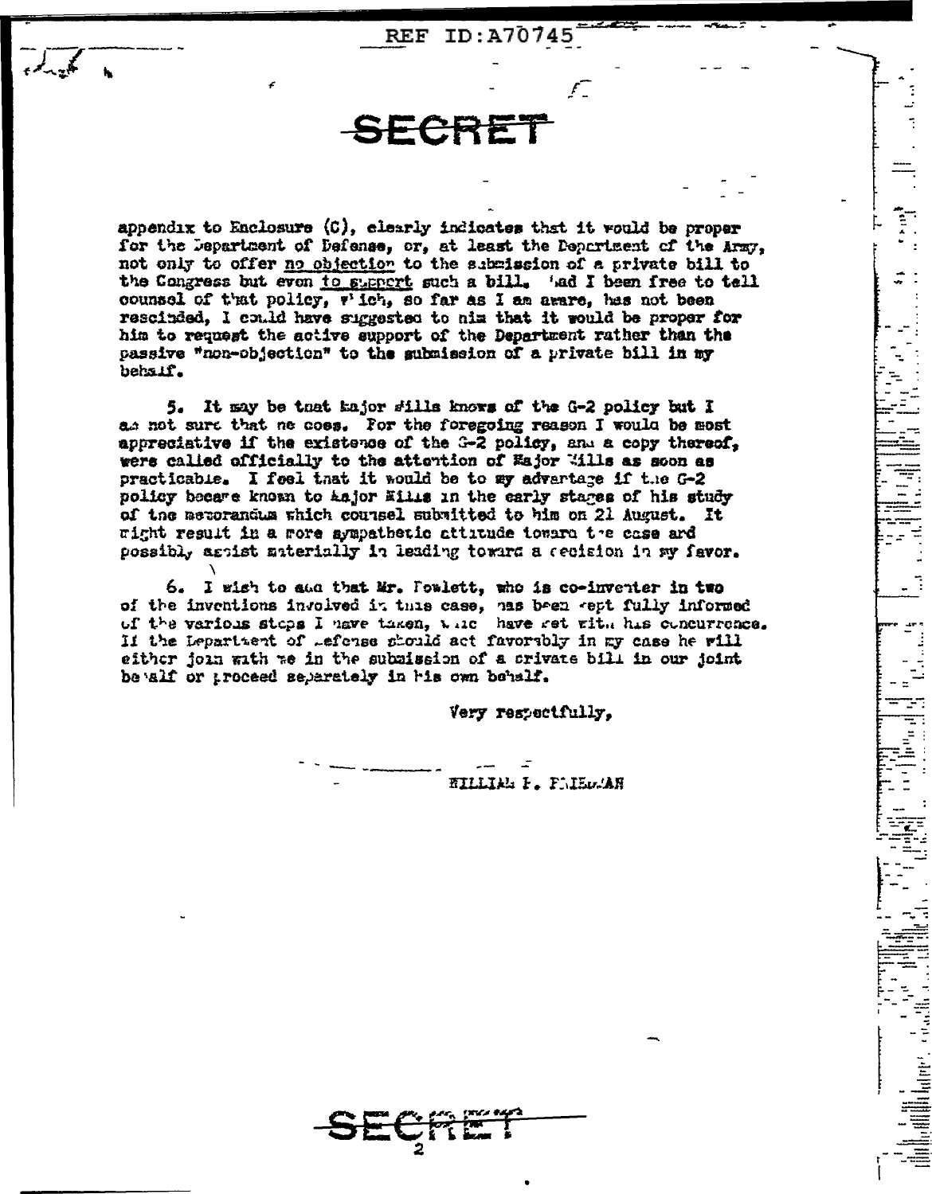SECRET

appendix to Enclosure (C), clearly indicates that it would be proper for the Department of Defense, or, at least the Department of the Army, not only to offer no objection to the submission of a private bill to the Congress but even to support such a bill. Had I been free to tell counsel of that policy, which, so far as I am aware, has not been rescinded, I could have suggested to him that it would be proper for him to request the active support of the Department rather than the passive "non-objection" to the submission of a private bill in my behalf.

5. It may be that Major Mills knows of the G-2 policy but I am not sure that he does. For the foregoing reason I would be most appreciative if the existence of the G-2 policy, and a copy thereof, were called officially to the attention of Major Mills as soon as practicable. I feel that it would be to my advantage if the G-2 policy became known to Major Mills in the early stages of his study of the memorandum which counsel submitted to him on 21 August. It might result in a more sympathetic attitude toward the case and possibly assist materially in leading toward a decision in my favor.

6. I wish to add that Mr. Rowlett, who is co-inventer in two of the inventions involved in this case, has been kept fully informed of the various steps I have taken, which have met with his concurrence. If the Department of Defense should act favorably in my case he will either join with me in the submission of a private bill in our joint behalf or proceed separately in his own behalf.

Very respectfully,

WILLIAM F. FRIEDMAN

SECRET